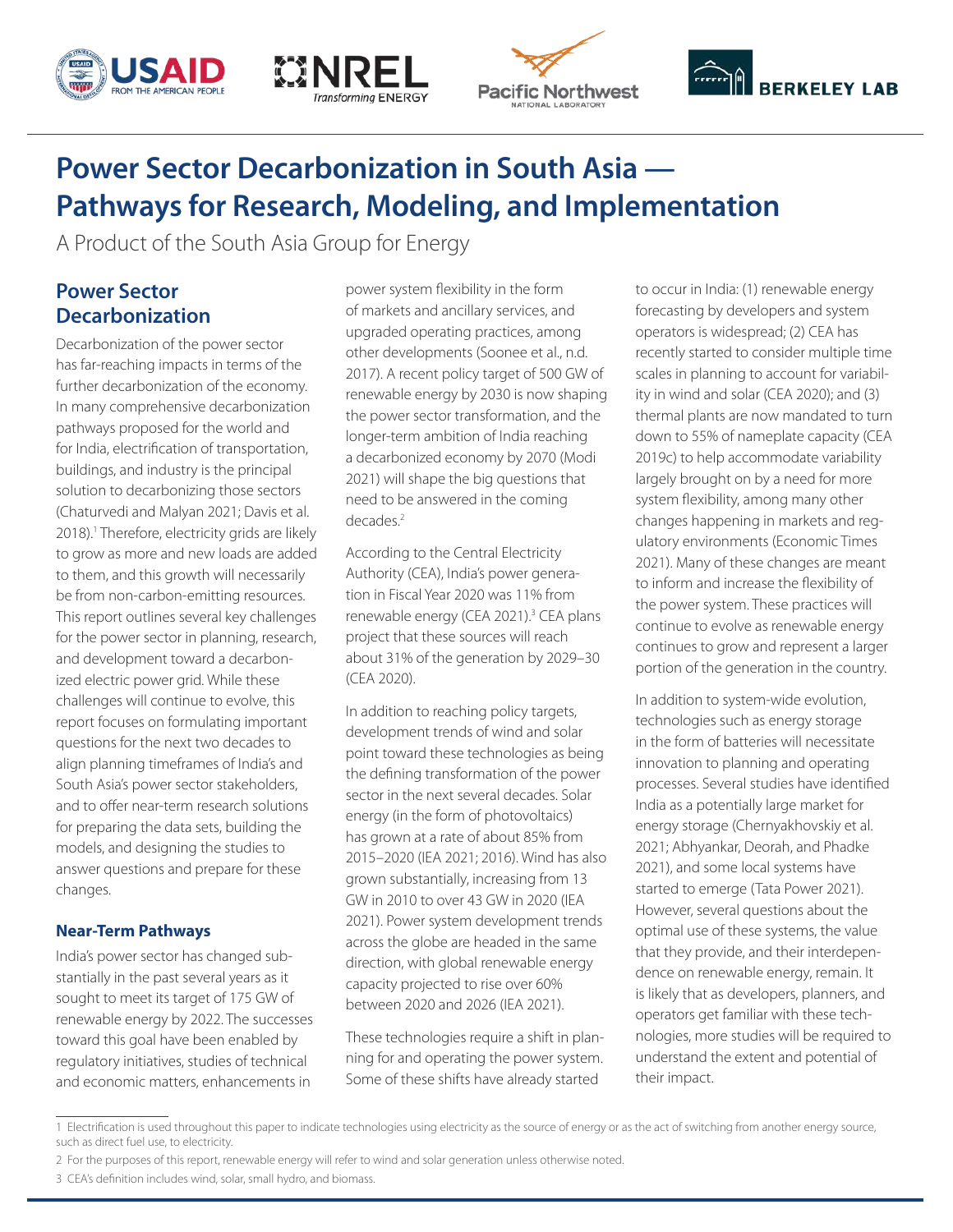# Power Sector Decarbonization in South Asia — Pathways for Research, Modeling, and Implementation

A Product of the South Asia Group for Energy

## Power Sector Decarbonization

Decarbonization of the power sector has far-reaching impacts in terms of the further decarbonization of the economy. In many comprehensive decarbonization pathways proposed for the world and for India, electrification of transportation, buildings, and industry is the principal solution to decarbonizing those sectors (Chaturvedi and Malyan 2021; Davis et al. 2018).[1] Therefore, electricity grids are likely to grow as more and new loads are added to them, and this growth will necessarily be from non-carbon-emitting resources. This report outlines several key challenges for the power sector in planning, research, and development toward a decarbonized electric power grid. While these challenges will continue to evolve, this report focuses on formulating important questions for the next two decades to align planning timeframes of India's and South Asia's power sector stakeholders, and to offer near-term research solutions for preparing the data sets, building the models, and designing the studies to answer questions and prepare for these changes.

### Near-Term Pathways

India's power sector has changed substantially in the past several years as it sought to meet its target of 175 GW of renewable energy by 2022. The successes toward this goal have been enabled by regulatory initiatives, studies of technical and economic matters, enhancements in power system flexibility in the form of markets and ancillary services, and upgraded operating practices, among other developments (Soonee et al., n.d. 2017). A recent policy target of 500 GW of renewable energy by 2030 is now shaping the power sector transformation, and the longer-term ambition of India reaching a decarbonized economy by 2070 (Modi 2021) will shape the big questions that need to be answered in the coming decades.[2]

According to the Central Electricity Authority (CEA), India's power generation in Fiscal Year 2020 was 11% from renewable energy (CEA 2021).[3] CEA plans project that these sources will reach about 31% of the generation by 2029–30 (CEA 2020).

In addition to reaching policy targets, development trends of wind and solar point toward these technologies as being the defining transformation of the power sector in the next several decades. Solar energy (in the form of photovoltaics) has grown at a rate of about 85% from 2015–2020 (IEA 2021; 2016). Wind has also grown substantially, increasing from 13 GW in 2010 to over 43 GW in 2020 (IEA 2021). Power system development trends across the globe are headed in the same direction, with global renewable energy capacity projected to rise over 60% between 2020 and 2026 (IEA 2021).

These technologies require a shift in planning for and operating the power system. Some of these shifts have already started to occur in India: (1) renewable energy forecasting by developers and system operators is widespread; (2) CEA has recently started to consider multiple time scales in planning to account for variability in wind and solar (CEA 2020); and (3) thermal plants are now mandated to turn down to 55% of nameplate capacity (CEA 2019c) to help accommodate variability largely brought on by a need for more system flexibility, among many other changes happening in markets and regulatory environments (Economic Times 2021). Many of these changes are meant to inform and increase the flexibility of the power system. These practices will continue to evolve as renewable energy continues to grow and represent a larger portion of the generation in the country.

In addition to system-wide evolution, technologies such as energy storage in the form of batteries will necessitate innovation to planning and operating processes. Several studies have identified India as a potentially large market for energy storage (Chernyakhovskiy et al. 2021; Abhyankar, Deorah, and Phadke 2021), and some local systems have started to emerge (Tata Power 2021). However, several questions about the optimal use of these systems, the value that they provide, and their interdependence on renewable energy, remain. It is likely that as developers, planners, and operators get familiar with these technologies, more studies will be required to understand the extent and potential of their impact.

---

1 Electrification is used throughout this paper to indicate technologies using electricity as the source of energy or as the act of switching from another energy source, such as direct fuel use, to electricity.

2 For the purposes of this report, renewable energy will refer to wind and solar generation unless otherwise noted.

3 CEA's definition includes wind, solar, small hydro, and biomass.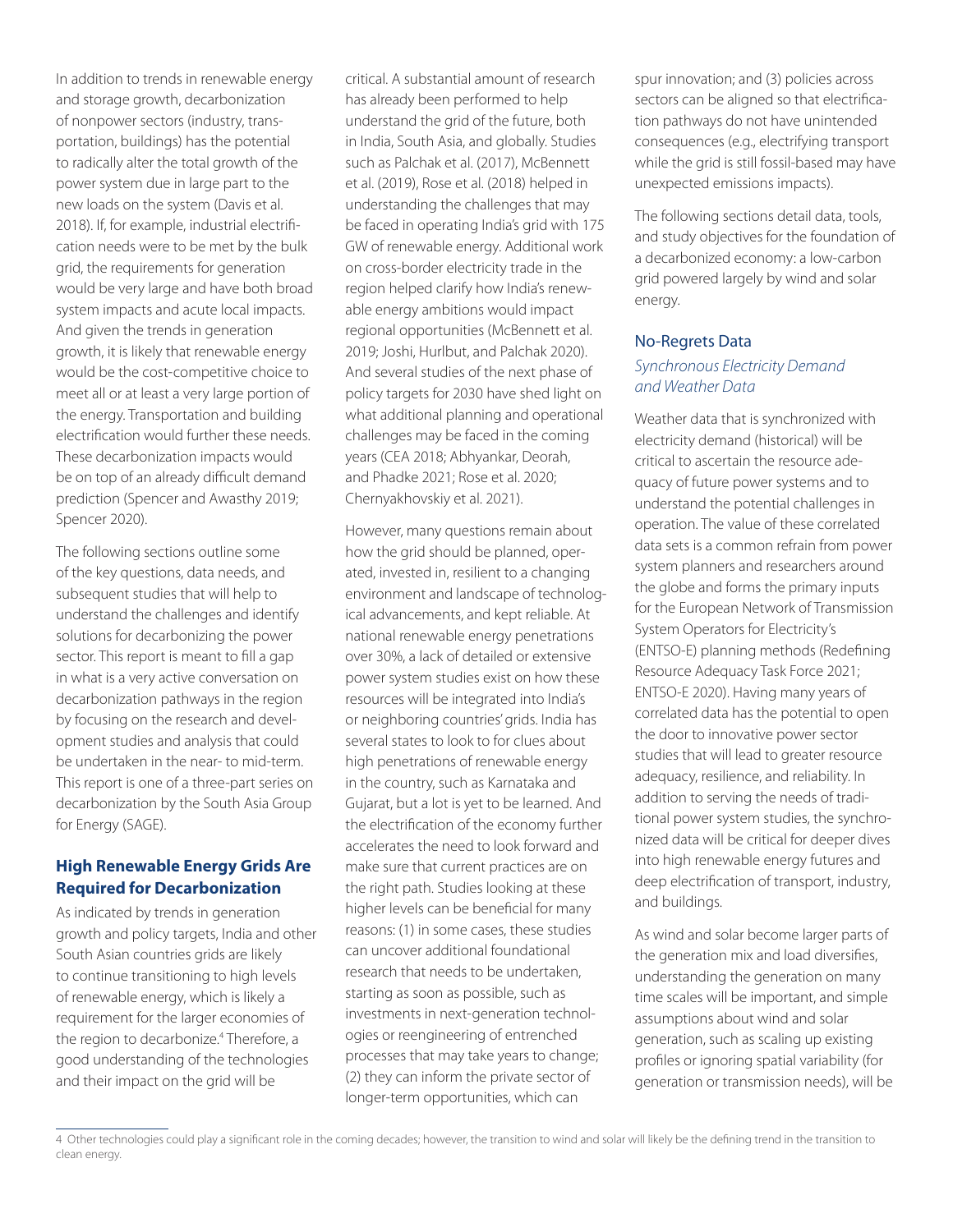In addition to trends in renewable energy and storage growth, decarbonization of nonpower sectors (industry, transportation, buildings) has the potential to radically alter the total growth of the power system due in large part to the new loads on the system (Davis et al. 2018). If, for example, industrial electrification needs were to be met by the bulk grid, the requirements for generation would be very large and have both broad system impacts and acute local impacts. And given the trends in generation growth, it is likely that renewable energy would be the cost-competitive choice to meet all or at least a very large portion of the energy. Transportation and building electrification would further these needs. These decarbonization impacts would be on top of an already difficult demand prediction (Spencer and Awasthy 2019; Spencer 2020).

The following sections outline some of the key questions, data needs, and subsequent studies that will help to understand the challenges and identify solutions for decarbonizing the power sector. This report is meant to fill a gap in what is a very active conversation on decarbonization pathways in the region by focusing on the research and development studies and analysis that could be undertaken in the near- to mid-term. This report is one of a three-part series on decarbonization by the South Asia Group for Energy (SAGE).

## High Renewable Energy Grids Are Required for Decarbonization

As indicated by trends in generation growth and policy targets, India and other South Asian countries grids are likely to continue transitioning to high levels of renewable energy, which is likely a requirement for the larger economies of the region to decarbonize.[4] Therefore, a good understanding of the technologies and their impact on the grid will be critical. A substantial amount of research has already been performed to help understand the grid of the future, both in India, South Asia, and globally. Studies such as Palchak et al. (2017), McBennett et al. (2019), Rose et al. (2018) helped in understanding the challenges that may be faced in operating India's grid with 175 GW of renewable energy. Additional work on cross-border electricity trade in the region helped clarify how India's renewable energy ambitions would impact regional opportunities (McBennett et al. 2019; Joshi, Hurlbut, and Palchak 2020). And several studies of the next phase of policy targets for 2030 have shed light on what additional planning and operational challenges may be faced in the coming years (CEA 2018; Abhyankar, Deorah, and Phadke 2021; Rose et al. 2020; Chernyakhovskiy et al. 2021).

However, many questions remain about how the grid should be planned, operated, invested in, resilient to a changing environment and landscape of technological advancements, and kept reliable. At national renewable energy penetrations over 30%, a lack of detailed or extensive power system studies exist on how these resources will be integrated into India's or neighboring countries' grids. India has several states to look to for clues about high penetrations of renewable energy in the country, such as Karnataka and Gujarat, but a lot is yet to be learned. And the electrification of the economy further accelerates the need to look forward and make sure that current practices are on the right path. Studies looking at these higher levels can be beneficial for many reasons: (1) in some cases, these studies can uncover additional foundational research that needs to be undertaken, starting as soon as possible, such as investments in next-generation technologies or reengineering of entrenched processes that may take years to change; (2) they can inform the private sector of longer-term opportunities, which can spur innovation; and (3) policies across sectors can be aligned so that electrification pathways do not have unintended consequences (e.g., electrifying transport while the grid is still fossil-based may have unexpected emissions impacts).

The following sections detail data, tools, and study objectives for the foundation of a decarbonized economy: a low-carbon grid powered largely by wind and solar energy.

### No-Regrets Data

#### *Synchronous Electricity Demand and Weather Data*

Weather data that is synchronized with electricity demand (historical) will be critical to ascertain the resource adequacy of future power systems and to understand the potential challenges in operation. The value of these correlated data sets is a common refrain from power system planners and researchers around the globe and forms the primary inputs for the European Network of Transmission System Operators for Electricity's (ENTSO-E) planning methods (Redefining Resource Adequacy Task Force 2021; ENTSO-E 2020). Having many years of correlated data has the potential to open the door to innovative power sector studies that will lead to greater resource adequacy, resilience, and reliability. In addition to serving the needs of traditional power system studies, the synchronized data will be critical for deeper dives into high renewable energy futures and deep electrification of transport, industry, and buildings.

As wind and solar become larger parts of the generation mix and load diversifies, understanding the generation on many time scales will be important, and simple assumptions about wind and solar generation, such as scaling up existing profiles or ignoring spatial variability (for generation or transmission needs), will be

---

4 Other technologies could play a significant role in the coming decades; however, the transition to wind and solar will likely be the defining trend in the transition to clean energy.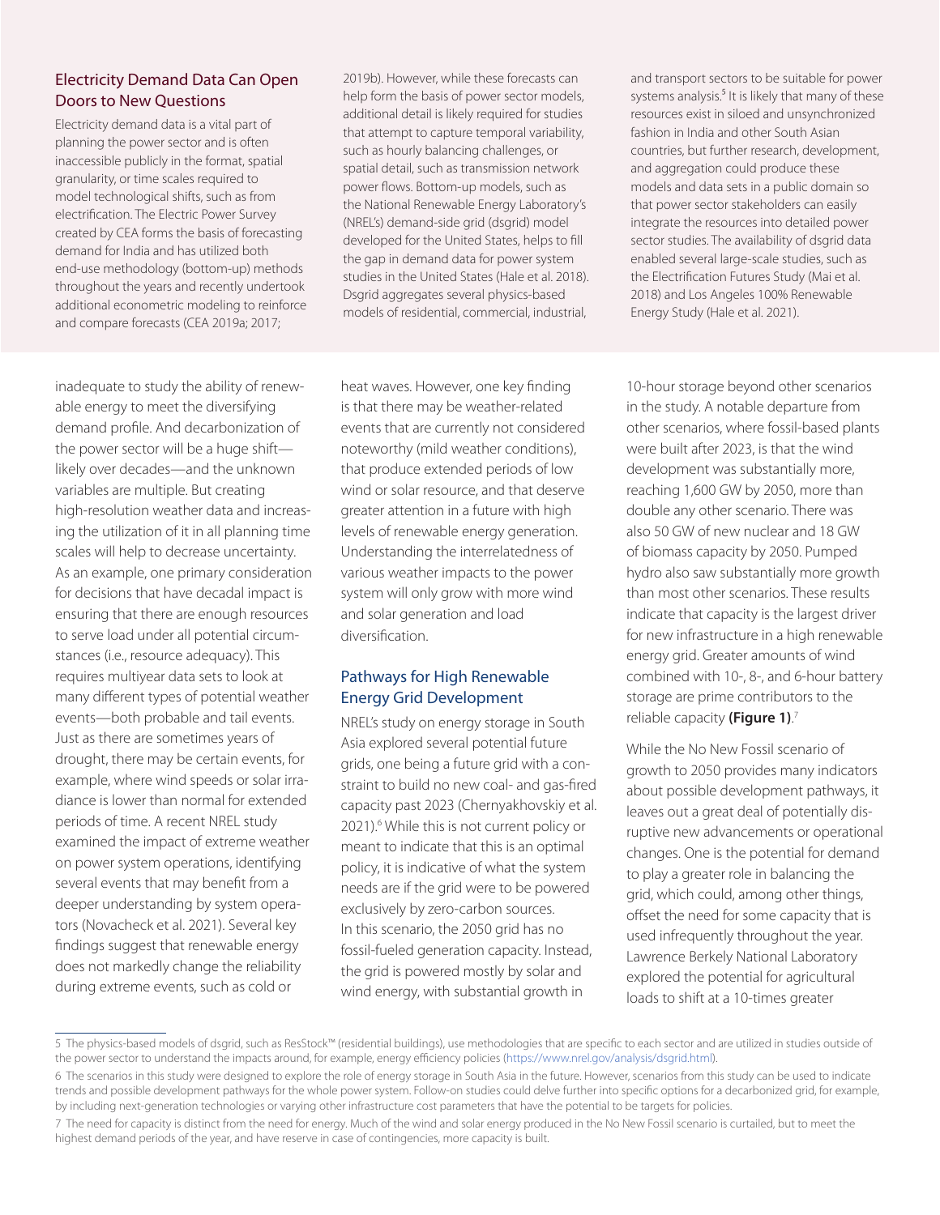## Electricity Demand Data Can Open Doors to New Questions

Electricity demand data is a vital part of planning the power sector and is often inaccessible publicly in the format, spatial granularity, or time scales required to model technological shifts, such as from electrification. The Electric Power Survey created by CEA forms the basis of forecasting demand for India and has utilized both end-use methodology (bottom-up) methods throughout the years and recently undertook additional econometric modeling to reinforce and compare forecasts (CEA 2019a; 2017; 2019b). However, while these forecasts can help form the basis of power sector models, additional detail is likely required for studies that attempt to capture temporal variability, such as hourly balancing challenges, or spatial detail, such as transmission network power flows. Bottom-up models, such as the National Renewable Energy Laboratory's (NREL's) demand-side grid (dsgrid) model developed for the United States, helps to fill the gap in demand data for power system studies in the United States (Hale et al. 2018). Dsgrid aggregates several physics-based models of residential, commercial, industrial, and transport sectors to be suitable for power systems analysis.[5] It is likely that many of these resources exist in siloed and unsynchronized fashion in India and other South Asian countries, but further research, development, and aggregation could produce these models and data sets in a public domain so that power sector stakeholders can easily integrate the resources into detailed power sector studies. The availability of dsgrid data enabled several large-scale studies, such as the Electrification Futures Study (Mai et al. 2018) and Los Angeles 100% Renewable Energy Study (Hale et al. 2021).

inadequate to study the ability of renewable energy to meet the diversifying demand profile. And decarbonization of the power sector will be a huge shift—likely over decades—and the unknown variables are multiple. But creating high-resolution weather data and increasing the utilization of it in all planning time scales will help to decrease uncertainty. As an example, one primary consideration for decisions that have decadal impact is ensuring that there are enough resources to serve load under all potential circumstances (i.e., resource adequacy). This requires multiyear data sets to look at many different types of potential weather events—both probable and tail events. Just as there are sometimes years of drought, there may be certain events, for example, where wind speeds or solar irradiance is lower than normal for extended periods of time. A recent NREL study examined the impact of extreme weather on power system operations, identifying several events that may benefit from a deeper understanding by system operators (Novacheck et al. 2021). Several key findings suggest that renewable energy does not markedly change the reliability during extreme events, such as cold or heat waves. However, one key finding is that there may be weather-related events that are currently not considered noteworthy (mild weather conditions), that produce extended periods of low wind or solar resource, and that deserve greater attention in a future with high levels of renewable energy generation. Understanding the interrelatedness of various weather impacts to the power system will only grow with more wind and solar generation and load diversification.

## Pathways for High Renewable Energy Grid Development

NREL's study on energy storage in South Asia explored several potential future grids, one being a future grid with a constraint to build no new coal- and gas-fired capacity past 2023 (Chernyakhovskiy et al. 2021).[6] While this is not current policy or meant to indicate that this is an optimal policy, it is indicative of what the system needs are if the grid were to be powered exclusively by zero-carbon sources. In this scenario, the 2050 grid has no fossil-fueled generation capacity. Instead, the grid is powered mostly by solar and wind energy, with substantial growth in 10-hour storage beyond other scenarios in the study. A notable departure from other scenarios, where fossil-based plants were built after 2023, is that the wind development was substantially more, reaching 1,600 GW by 2050, more than double any other scenario. There was also 50 GW of new nuclear and 18 GW of biomass capacity by 2050. Pumped hydro also saw substantially more growth than most other scenarios. These results indicate that capacity is the largest driver for new infrastructure in a high renewable energy grid. Greater amounts of wind combined with 10-, 8-, and 6-hour battery storage are prime contributors to the reliable capacity **(Figure 1)**.[7]

While the No New Fossil scenario of growth to 2050 provides many indicators about possible development pathways, it leaves out a great deal of potentially disruptive new advancements or operational changes. One is the potential for demand to play a greater role in balancing the grid, which could, among other things, offset the need for some capacity that is used infrequently throughout the year. Lawrence Berkely National Laboratory explored the potential for agricultural loads to shift at a 10-times greater

---

5 The physics-based models of dsgrid, such as ResStock™ (residential buildings), use methodologies that are specific to each sector and are utilized in studies outside of the power sector to understand the impacts around, for example, energy efficiency policies (https://www.nrel.gov/analysis/dsgrid.html).

6 The scenarios in this study were designed to explore the role of energy storage in South Asia in the future. However, scenarios from this study can be used to indicate trends and possible development pathways for the whole power system. Follow-on studies could delve further into specific options for a decarbonized grid, for example, by including next-generation technologies or varying other infrastructure cost parameters that have the potential to be targets for policies.

7 The need for capacity is distinct from the need for energy. Much of the wind and solar energy produced in the No New Fossil scenario is curtailed, but to meet the highest demand periods of the year, and have reserve in case of contingencies, more capacity is built.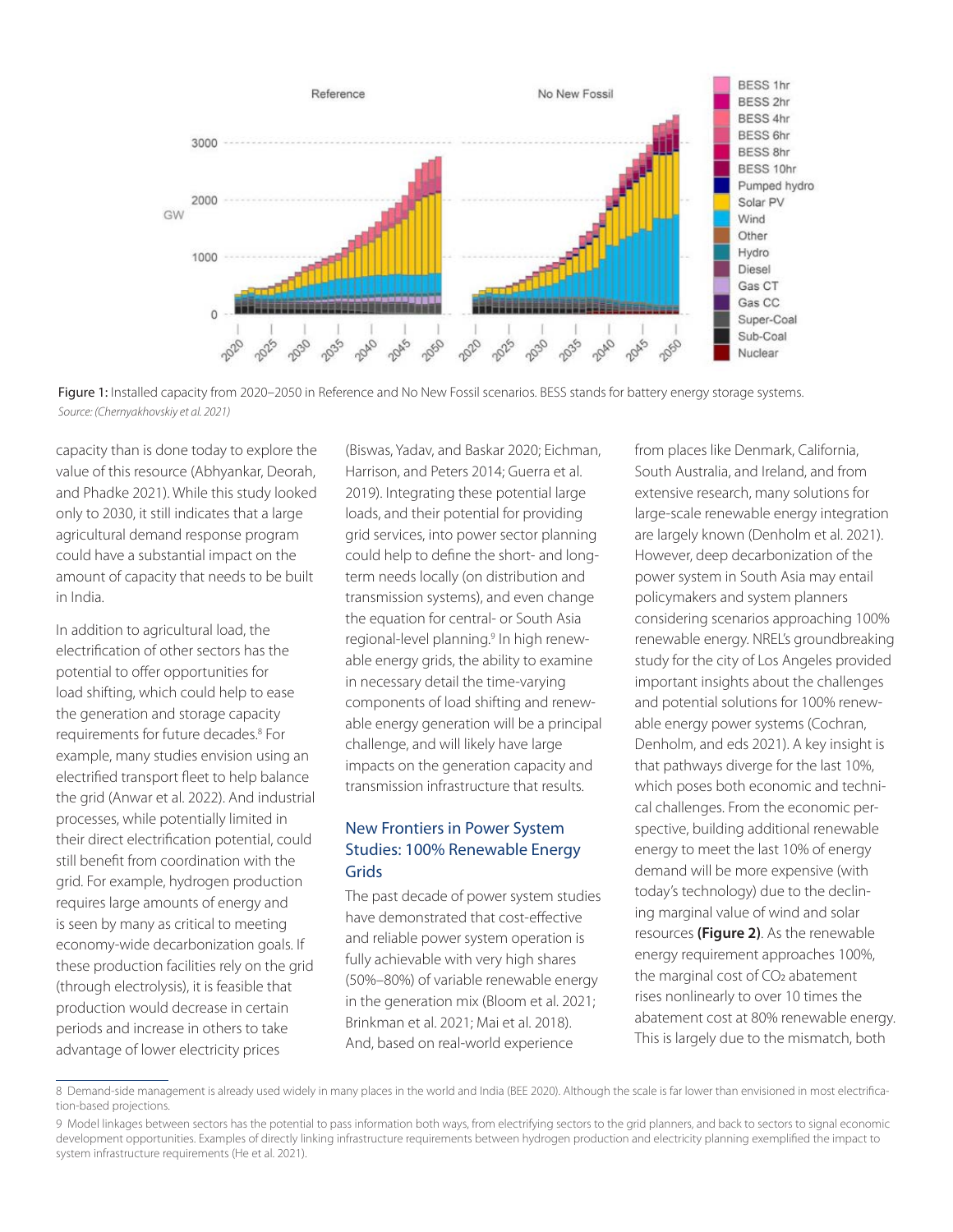Figure 1: Installed capacity from 2020–2050 in Reference and No New Fossil scenarios. BESS stands for battery energy storage systems.
*Source: (Chernyakhovskiy et al. 2021)*

capacity than is done today to explore the value of this resource (Abhyankar, Deorah, and Phadke 2021). While this study looked only to 2030, it still indicates that a large agricultural demand response program could have a substantial impact on the amount of capacity that needs to be built in India.

In addition to agricultural load, the electrification of other sectors has the potential to offer opportunities for load shifting, which could help to ease the generation and storage capacity requirements for future decades.[8] For example, many studies envision using an electrified transport fleet to help balance the grid (Anwar et al. 2022). And industrial processes, while potentially limited in their direct electrification potential, could still benefit from coordination with the grid. For example, hydrogen production requires large amounts of energy and is seen by many as critical to meeting economy-wide decarbonization goals. If these production facilities rely on the grid (through electrolysis), it is feasible that production would decrease in certain periods and increase in others to take advantage of lower electricity prices (Biswas, Yadav, and Baskar 2020; Eichman, Harrison, and Peters 2014; Guerra et al. 2019). Integrating these potential large loads, and their potential for providing grid services, into power sector planning could help to define the short- and long-term needs locally (on distribution and transmission systems), and even change the equation for central- or South Asia regional-level planning.[9] In high renewable energy grids, the ability to examine in necessary detail the time-varying components of load shifting and renewable energy generation will be a principal challenge, and will likely have large impacts on the generation capacity and transmission infrastructure that results.

## New Frontiers in Power System Studies: 100% Renewable Energy Grids

The past decade of power system studies have demonstrated that cost-effective and reliable power system operation is fully achievable with very high shares (50%–80%) of variable renewable energy in the generation mix (Bloom et al. 2021; Brinkman et al. 2021; Mai et al. 2018). And, based on real-world experience from places like Denmark, California, South Australia, and Ireland, and from extensive research, many solutions for large-scale renewable energy integration are largely known (Denholm et al. 2021). However, deep decarbonization of the power system in South Asia may entail policymakers and system planners considering scenarios approaching 100% renewable energy. NREL's groundbreaking study for the city of Los Angeles provided important insights about the challenges and potential solutions for 100% renewable energy power systems (Cochran, Denholm, and eds 2021). A key insight is that pathways diverge for the last 10%, which poses both economic and technical challenges. From the economic perspective, building additional renewable energy to meet the last 10% of energy demand will be more expensive (with today's technology) due to the declining marginal value of wind and solar resources **(Figure 2)**. As the renewable energy requirement approaches 100%, the marginal cost of $CO_2$ abatement rises nonlinearly to over 10 times the abatement cost at 80% renewable energy. This is largely due to the mismatch, both

8 Demand-side management is already used widely in many places in the world and India (BEE 2020). Although the scale is far lower than envisioned in most electrification-based projections.

9 Model linkages between sectors has the potential to pass information both ways, from electrifying sectors to the grid planners, and back to sectors to signal economic development opportunities. Examples of directly linking infrastructure requirements between hydrogen production and electricity planning exemplified the impact to system infrastructure requirements (He et al. 2021).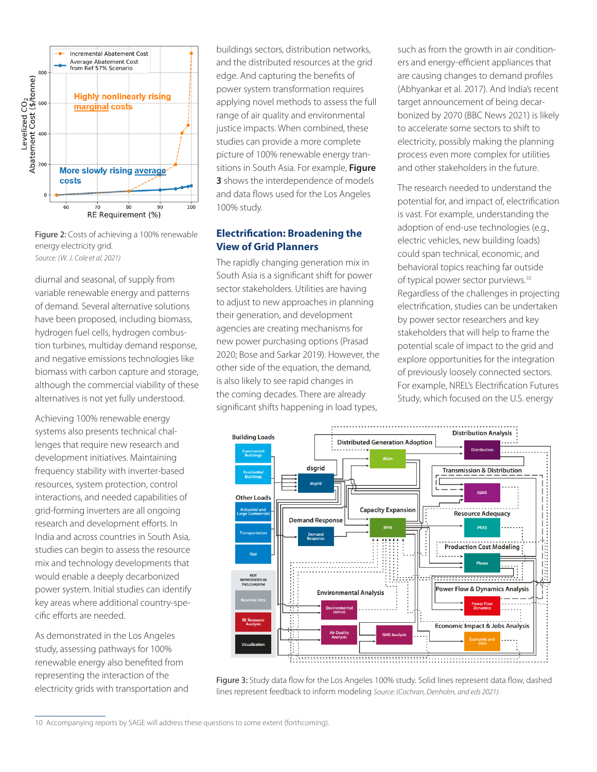Figure 2: Costs of achieving a 100% renewable energy electricity grid.
*Source: (W. J. Cole et al. 2021)*

diurnal and seasonal, of supply from variable renewable energy and patterns of demand. Several alternative solutions have been proposed, including biomass, hydrogen fuel cells, hydrogen combustion turbines, multiday demand response, and negative emissions technologies like biomass with carbon capture and storage, although the commercial viability of these alternatives is not yet fully understood.

Achieving 100% renewable energy systems also presents technical challenges that require new research and development initiatives. Maintaining frequency stability with inverter-based resources, system protection, control interactions, and needed capabilities of grid-forming inverters are all ongoing research and development efforts. In India and across countries in South Asia, studies can begin to assess the resource mix and technology developments that would enable a deeply decarbonized power system. Initial studies can identify key areas where additional country-specific efforts are needed.

As demonstrated in the Los Angeles study, assessing pathways for 100% renewable energy also benefited from representing the interaction of the electricity grids with transportation and buildings sectors, distribution networks, and the distributed resources at the grid edge. And capturing the benefits of power system transformation requires applying novel methods to assess the full range of air quality and environmental justice impacts. When combined, these studies can provide a more complete picture of 100% renewable energy transitions in South Asia. For example, **Figure 3** shows the interdependence of models and data flows used for the Los Angeles 100% study.

## Electrification: Broadening the View of Grid Planners

The rapidly changing generation mix in South Asia is a significant shift for power sector stakeholders. Utilities are having to adjust to new approaches in planning their generation, and development agencies are creating mechanisms for new power purchasing options (Prasad 2020; Bose and Sarkar 2019). However, the other side of the equation, the demand, is also likely to see rapid changes in the coming decades. There are already significant shifts happening in load types, such as from the growth in air conditioners and energy-efficient appliances that are causing changes to demand profiles (Abhyankar et al. 2017). And India's recent target announcement of being decarbonized by 2070 (BBC News 2021) is likely to accelerate some sectors to shift to electricity, possibly making the planning process even more complex for utilities and other stakeholders in the future.

The research needed to understand the potential for, and impact of, electrification is vast. For example, understanding the adoption of end-use technologies (e.g., electric vehicles, new building loads) could span technical, economic, and behavioral topics reaching far outside of typical power sector purviews.[10] Regardless of the challenges in projecting electrification, studies can be undertaken by power sector researchers and key stakeholders that will help to frame the potential scale of impact to the grid and explore opportunities for the integration of previously loosely connected sectors. For example, NREL's Electrification Futures Study, which focused on the U.S. energy

Figure 3: Study data flow for the Los Angeles 100% study. Solid lines represent data flow, dashed lines represent feedback to inform modeling *Source: (Cochran, Denholm, and eds 2021).*

10 Accompanying reports by SAGE will address these questions to some extent (forthcoming).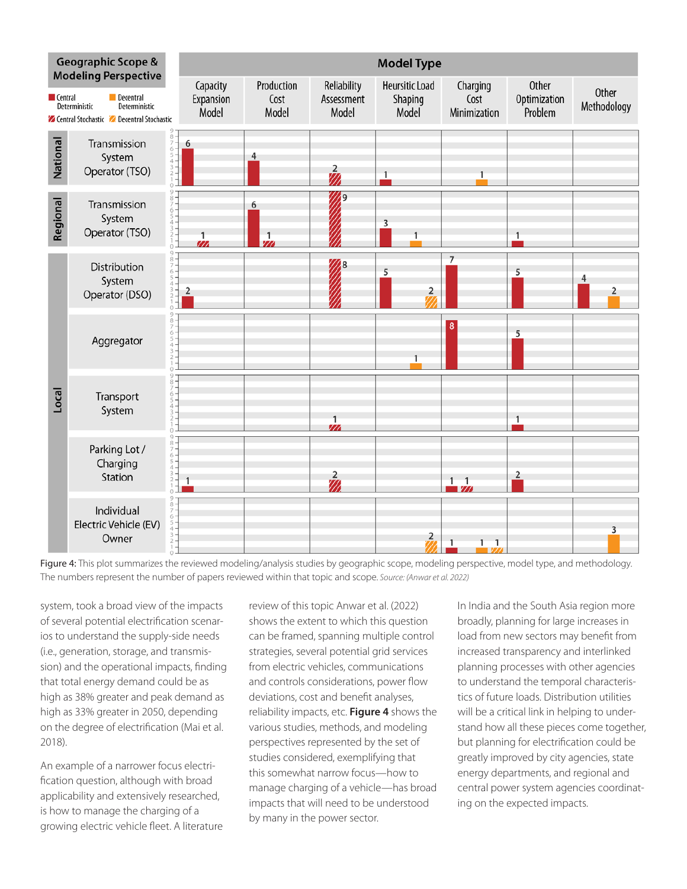| Geographic Scope & Modeling Perspective | | Capacity Expansion Model | Production Cost Model | Reliability Assessment Model | Heursitic Load Shaping Model | Charging Cost Minimization | Other Optimization Problem | Other Methodology |
|---|---|---|---|---|---|---|---|---|
| National | Transmission System Operator (TSO) | 6 (Central Deterministic) | 4 (Central Deterministic) | 2 (Central Stochastic) | 1 (Central Deterministic) | 1 (Decentral Deterministic) | | |
| Regional | Transmission System Operator (TSO) | 1 (Central Stochastic) | 6 (Central Deterministic); 1 (Central Stochastic) | 9 (Central Stochastic) | 3 (Central Deterministic); 1 (Decentral Deterministic) | | 1 (Central Deterministic) | |
| Local | Distribution System Operator (DSO) | 2 (Central Deterministic) | | 8 (Central Stochastic) | 5 (Central Deterministic); 2 (Decentral Stochastic) | 7 (Central Deterministic) | 5 (Central Deterministic) | 4 (Central Deterministic); 2 (Decentral Deterministic) |
| Local | Aggregator | | | | 1 (Decentral Deterministic) | 8 (Central Deterministic) | 5 (Central Deterministic) | |
| Local | Transport System | | | 1 (Central Stochastic) | | | 1 (Central Deterministic) | |
| Local | Parking Lot / Charging Station | 1 (Central Deterministic) | | 2 (Central Stochastic) | | 1 (Central Deterministic); 1 (Central Stochastic) | 2 (Central Deterministic) | |
| Local | Individual Electric Vehicle (EV) Owner | | | | 2 (Decentral Stochastic) | 1 (Central Deterministic); 1 (Decentral Deterministic); 1 (Decentral Stochastic) | | 3 (Decentral Deterministic) |

Figure 4: This plot summarizes the reviewed modeling/analysis studies by geographic scope, modeling perspective, model type, and methodology. The numbers represent the number of papers reviewed within that topic and scope. *Source: (Anwar et al. 2022)*

system, took a broad view of the impacts of several potential electrification scenarios to understand the supply-side needs (i.e., generation, storage, and transmission) and the operational impacts, finding that total energy demand could be as high as 38% greater and peak demand as high as 33% greater in 2050, depending on the degree of electrification (Mai et al. 2018).

An example of a narrower focus electrification question, although with broad applicability and extensively researched, is how to manage the charging of a growing electric vehicle fleet. A literature review of this topic Anwar et al. (2022) shows the extent to which this question can be framed, spanning multiple control strategies, several potential grid services from electric vehicles, communications and controls considerations, power flow deviations, cost and benefit analyses, reliability impacts, etc. **Figure 4** shows the various studies, methods, and modeling perspectives represented by the set of studies considered, exemplifying that this somewhat narrow focus—how to manage charging of a vehicle—has broad impacts that will need to be understood by many in the power sector.

In India and the South Asia region more broadly, planning for large increases in load from new sectors may benefit from increased transparency and interlinked planning processes with other agencies to understand the temporal characteristics of future loads. Distribution utilities will be a critical link in helping to understand how all these pieces come together, but planning for electrification could be greatly improved by city agencies, state energy departments, and regional and central power system agencies coordinating on the expected impacts.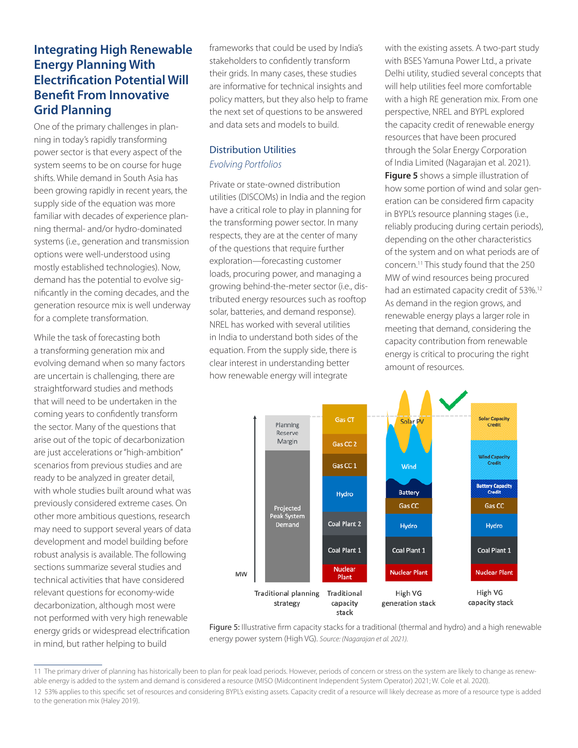## Integrating High Renewable Energy Planning With Electrification Potential Will Benefit From Innovative Grid Planning

One of the primary challenges in planning in today's rapidly transforming power sector is that every aspect of the system seems to be on course for huge shifts. While demand in South Asia has been growing rapidly in recent years, the supply side of the equation was more familiar with decades of experience planning thermal- and/or hydro-dominated systems (i.e., generation and transmission options were well-understood using mostly established technologies). Now, demand has the potential to evolve significantly in the coming decades, and the generation resource mix is well underway for a complete transformation.

While the task of forecasting both a transforming generation mix and evolving demand when so many factors are uncertain is challenging, there are straightforward studies and methods that will need to be undertaken in the coming years to confidently transform the sector. Many of the questions that arise out of the topic of decarbonization are just accelerations or "high-ambition" scenarios from previous studies and are ready to be analyzed in greater detail, with whole studies built around what was previously considered extreme cases. On other more ambitious questions, research may need to support several years of data development and model building before robust analysis is available. The following sections summarize several studies and technical activities that have considered relevant questions for economy-wide decarbonization, although most were not performed with very high renewable energy grids or widespread electrification in mind, but rather helping to build frameworks that could be used by India's stakeholders to confidently transform their grids. In many cases, these studies are informative for technical insights and policy matters, but they also help to frame the next set of questions to be answered and data sets and models to build.

### Distribution Utilities

*Evolving Portfolios*

Private or state-owned distribution utilities (DISCOMs) in India and the region have a critical role to play in planning for the transforming power sector. In many respects, they are at the center of many of the questions that require further exploration—forecasting customer loads, procuring power, and managing a growing behind-the-meter sector (i.e., distributed energy resources such as rooftop solar, batteries, and demand response). NREL has worked with several utilities in India to understand both sides of the equation. From the supply side, there is clear interest in understanding better how renewable energy will integrate with the existing assets. A two-part study with BSES Yamuna Power Ltd., a private Delhi utility, studied several concepts that will help utilities feel more comfortable with a high RE generation mix. From one perspective, NREL and BYPL explored the capacity credit of renewable energy resources that have been procured through the Solar Energy Corporation of India Limited (Nagarajan et al. 2021). **Figure 5** shows a simple illustration of how some portion of wind and solar generation can be considered firm capacity in BYPL's resource planning stages (i.e., reliably producing during certain periods), depending on the other characteristics of the system and on what periods are of concern.[11] This study found that the 250 MW of wind resources being procured had an estimated capacity credit of 53%.[12] As demand in the region grows, and renewable energy plays a larger role in meeting that demand, considering the capacity contribution from renewable energy is critical to procuring the right amount of resources.

Figure 5: Illustrative firm capacity stacks for a traditional (thermal and hydro) and a high renewable energy power system (High VG). *Source: (Nagarajan et al. 2021).*

---

11 The primary driver of planning has historically been to plan for peak load periods. However, periods of concern or stress on the system are likely to change as renewable energy is added to the system and demand is considered a resource (MISO (Midcontinent Independent System Operator) 2021; W. Cole et al. 2020).

12 53% applies to this specific set of resources and considering BYPL's existing assets. Capacity credit of a resource will likely decrease as more of a resource type is added to the generation mix (Haley 2019).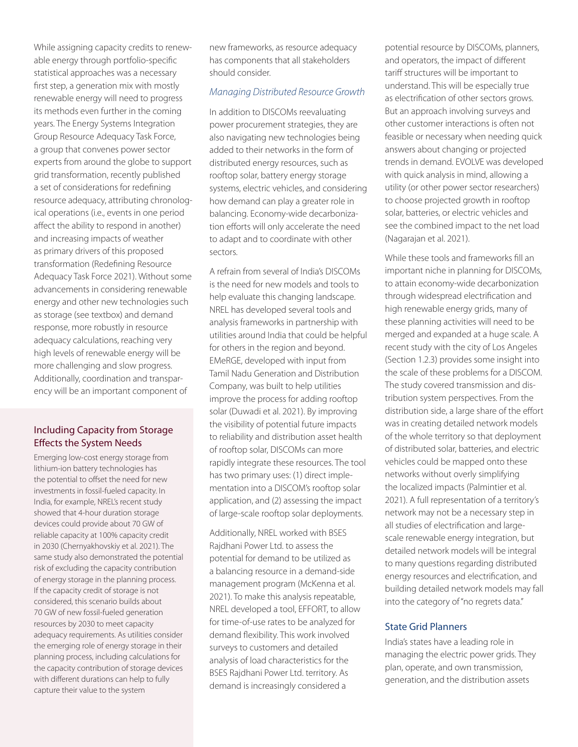While assigning capacity credits to renewable energy through portfolio-specific statistical approaches was a necessary first step, a generation mix with mostly renewable energy will need to progress its methods even further in the coming years. The Energy Systems Integration Group Resource Adequacy Task Force, a group that convenes power sector experts from around the globe to support grid transformation, recently published a set of considerations for redefining resource adequacy, attributing chronological operations (i.e., events in one period affect the ability to respond in another) and increasing impacts of weather as primary drivers of this proposed transformation (Redefining Resource Adequacy Task Force 2021). Without some advancements in considering renewable energy and other new technologies such as storage (see textbox) and demand response, more robustly in resource adequacy calculations, reaching very high levels of renewable energy will be more challenging and slow progress. Additionally, coordination and transparency will be an important component of new frameworks, as resource adequacy has components that all stakeholders should consider.

### Including Capacity from Storage Effects the System Needs

Emerging low-cost energy storage from lithium-ion battery technologies has the potential to offset the need for new investments in fossil-fueled capacity. In India, for example, NREL's recent study showed that 4-hour duration storage devices could provide about 70 GW of reliable capacity at 100% capacity credit in 2030 (Chernyakhovskiy et al. 2021). The same study also demonstrated the potential risk of excluding the capacity contribution of energy storage in the planning process. If the capacity credit of storage is not considered, this scenario builds about 70 GW of new fossil-fueled generation resources by 2030 to meet capacity adequacy requirements. As utilities consider the emerging role of energy storage in their planning process, including calculations for the capacity contribution of storage devices with different durations can help to fully capture their value to the system

### *Managing Distributed Resource Growth*

In addition to DISCOMs reevaluating power procurement strategies, they are also navigating new technologies being added to their networks in the form of distributed energy resources, such as rooftop solar, battery energy storage systems, electric vehicles, and considering how demand can play a greater role in balancing. Economy-wide decarbonization efforts will only accelerate the need to adapt and to coordinate with other sectors.

A refrain from several of India's DISCOMs is the need for new models and tools to help evaluate this changing landscape. NREL has developed several tools and analysis frameworks in partnership with utilities around India that could be helpful for others in the region and beyond. EMeRGE, developed with input from Tamil Nadu Generation and Distribution Company, was built to help utilities improve the process for adding rooftop solar (Duwadi et al. 2021). By improving the visibility of potential future impacts to reliability and distribution asset health of rooftop solar, DISCOMs can more rapidly integrate these resources. The tool has two primary uses: (1) direct implementation into a DISCOM's rooftop solar application, and (2) assessing the impact of large-scale rooftop solar deployments.

Additionally, NREL worked with BSES Rajdhani Power Ltd. to assess the potential for demand to be utilized as a balancing resource in a demand-side management program (McKenna et al. 2021). To make this analysis repeatable, NREL developed a tool, EFFORT, to allow for time-of-use rates to be analyzed for demand flexibility. This work involved surveys to customers and detailed analysis of load characteristics for the BSES Rajdhani Power Ltd. territory. As demand is increasingly considered a potential resource by DISCOMs, planners, and operators, the impact of different tariff structures will be important to understand. This will be especially true as electrification of other sectors grows. But an approach involving surveys and other customer interactions is often not feasible or necessary when needing quick answers about changing or projected trends in demand. EVOLVE was developed with quick analysis in mind, allowing a utility (or other power sector researchers) to choose projected growth in rooftop solar, batteries, or electric vehicles and see the combined impact to the net load (Nagarajan et al. 2021).

While these tools and frameworks fill an important niche in planning for DISCOMs, to attain economy-wide decarbonization through widespread electrification and high renewable energy grids, many of these planning activities will need to be merged and expanded at a huge scale. A recent study with the city of Los Angeles (Section 1.2.3) provides some insight into the scale of these problems for a DISCOM. The study covered transmission and distribution system perspectives. From the distribution side, a large share of the effort was in creating detailed network models of the whole territory so that deployment of distributed solar, batteries, and electric vehicles could be mapped onto these networks without overly simplifying the localized impacts (Palmintier et al. 2021). A full representation of a territory's network may not be a necessary step in all studies of electrification and large-scale renewable energy integration, but detailed network models will be integral to many questions regarding distributed energy resources and electrification, and building detailed network models may fall into the category of "no regrets data."

### State Grid Planners

India's states have a leading role in managing the electric power grids. They plan, operate, and own transmission, generation, and the distribution assets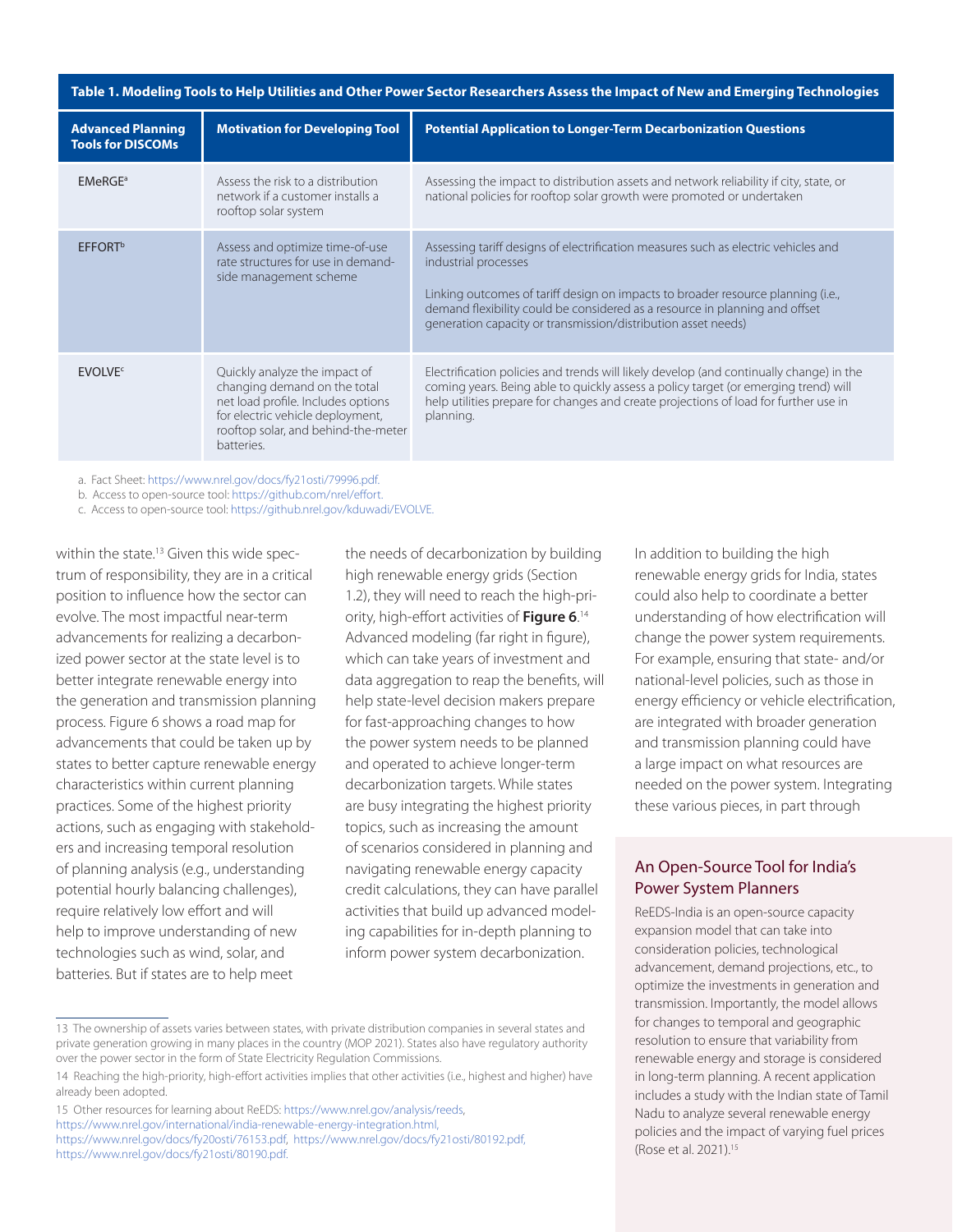**Table 1. Modeling Tools to Help Utilities and Other Power Sector Researchers Assess the Impact of New and Emerging Technologies**

| Advanced Planning Tools for DISCOMs | Motivation for Developing Tool | Potential Application to Longer-Term Decarbonization Questions |
|---|---|---|
| EMeRGE[a] | Assess the risk to a distribution network if a customer installs a rooftop solar system | Assessing the impact to distribution assets and network reliability if city, state, or national policies for rooftop solar growth were promoted or undertaken |
| EFFORT[b] | Assess and optimize time-of-use rate structures for use in demand-side management scheme | Assessing tariff designs of electrification measures such as electric vehicles and industrial processes<br><br>Linking outcomes of tariff design on impacts to broader resource planning (i.e., demand flexibility could be considered as a resource in planning and offset generation capacity or transmission/distribution asset needs) |
| EVOLVE[c] | Quickly analyze the impact of changing demand on the total net load profile. Includes options for electric vehicle deployment, rooftop solar, and behind-the-meter batteries. | Electrification policies and trends will likely develop (and continually change) in the coming years. Being able to quickly assess a policy target (or emerging trend) will help utilities prepare for changes and create projections of load for further use in planning. |

a. Fact Sheet: https://www.nrel.gov/docs/fy21osti/79996.pdf.

b. Access to open-source tool: https://github.com/nrel/effort.

c. Access to open-source tool: https://github.nrel.gov/kduwadi/EVOLVE.

within the state.[13] Given this wide spectrum of responsibility, they are in a critical position to influence how the sector can evolve. The most impactful near-term advancements for realizing a decarbonized power sector at the state level is to better integrate renewable energy into the generation and transmission planning process. Figure 6 shows a road map for advancements that could be taken up by states to better capture renewable energy characteristics within current planning practices. Some of the highest priority actions, such as engaging with stakeholders and increasing temporal resolution of planning analysis (e.g., understanding potential hourly balancing challenges), require relatively low effort and will help to improve understanding of new technologies such as wind, solar, and batteries. But if states are to help meet the needs of decarbonization by building high renewable energy grids (Section 1.2), they will need to reach the high-priority, high-effort activities of **Figure 6**.[14] Advanced modeling (far right in figure), which can take years of investment and data aggregation to reap the benefits, will help state-level decision makers prepare for fast-approaching changes to how the power system needs to be planned and operated to achieve longer-term decarbonization targets. While states are busy integrating the highest priority topics, such as increasing the amount of scenarios considered in planning and navigating renewable energy capacity credit calculations, they can have parallel activities that build up advanced modeling capabilities for in-depth planning to inform power system decarbonization.

In addition to building the high renewable energy grids for India, states could also help to coordinate a better understanding of how electrification will change the power system requirements. For example, ensuring that state- and/or national-level policies, such as those in energy efficiency or vehicle electrification, are integrated with broader generation and transmission planning could have a large impact on what resources are needed on the power system. Integrating these various pieces, in part through

## An Open-Source Tool for India's Power System Planners

ReEDS-India is an open-source capacity expansion model that can take into consideration policies, technological advancement, demand projections, etc., to optimize the investments in generation and transmission. Importantly, the model allows for changes to temporal and geographic resolution to ensure that variability from renewable energy and storage is considered in long-term planning. A recent application includes a study with the Indian state of Tamil Nadu to analyze several renewable energy policies and the impact of varying fuel prices (Rose et al. 2021).[15]

---

13 The ownership of assets varies between states, with private distribution companies in several states and private generation growing in many places in the country (MOP 2021). States also have regulatory authority over the power sector in the form of State Electricity Regulation Commissions.

14 Reaching the high-priority, high-effort activities implies that other activities (i.e., highest and higher) have already been adopted.

15 Other resources for learning about ReEDS: https://www.nrel.gov/analysis/reeds, https://www.nrel.gov/international/india-renewable-energy-integration.html, https://www.nrel.gov/docs/fy20osti/76153.pdf, https://www.nrel.gov/docs/fy21osti/80192.pdf, https://www.nrel.gov/docs/fy21osti/80190.pdf.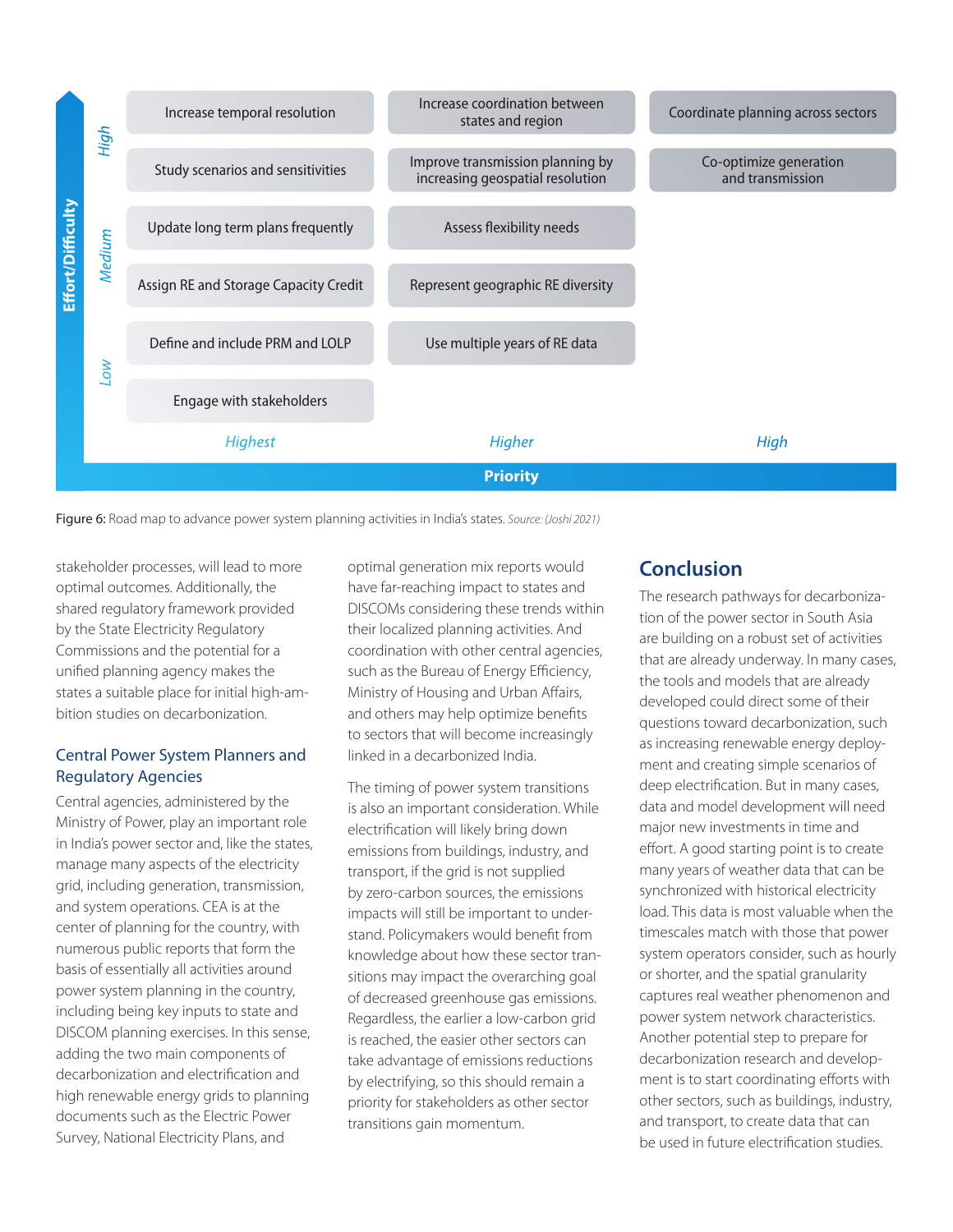| Effort/Difficulty | Highest | Higher | High |
|---|---|---|---|
| High | Increase temporal resolution | Increase coordination between states and region | Coordinate planning across sectors |
| High | Study scenarios and sensitivities | Improve transmission planning by increasing geospatial resolution | Co-optimize generation and transmission |
| Medium | Update long term plans frequently | Assess flexibility needs | |
| Medium | Assign RE and Storage Capacity Credit | Represent geographic RE diversity | |
| Low | Define and include PRM and LOLP | Use multiple years of RE data | |
| Low | Engage with stakeholders | | |

Priority

**Figure 6:** Road map to advance power system planning activities in India's states. *Source: (Joshi 2021)*

stakeholder processes, will lead to more optimal outcomes. Additionally, the shared regulatory framework provided by the State Electricity Regulatory Commissions and the potential for a unified planning agency makes the states a suitable place for initial high-ambition studies on decarbonization.

### Central Power System Planners and Regulatory Agencies

Central agencies, administered by the Ministry of Power, play an important role in India's power sector and, like the states, manage many aspects of the electricity grid, including generation, transmission, and system operations. CEA is at the center of planning for the country, with numerous public reports that form the basis of essentially all activities around power system planning in the country, including being key inputs to state and DISCOM planning exercises. In this sense, adding the two main components of decarbonization and electrification and high renewable energy grids to planning documents such as the Electric Power Survey, National Electricity Plans, and optimal generation mix reports would have far-reaching impact to states and DISCOMs considering these trends within their localized planning activities. And coordination with other central agencies, such as the Bureau of Energy Efficiency, Ministry of Housing and Urban Affairs, and others may help optimize benefits to sectors that will become increasingly linked in a decarbonized India.

The timing of power system transitions is also an important consideration. While electrification will likely bring down emissions from buildings, industry, and transport, if the grid is not supplied by zero-carbon sources, the emissions impacts will still be important to understand. Policymakers would benefit from knowledge about how these sector transitions may impact the overarching goal of decreased greenhouse gas emissions. Regardless, the earlier a low-carbon grid is reached, the easier other sectors can take advantage of emissions reductions by electrifying, so this should remain a priority for stakeholders as other sector transitions gain momentum.

## Conclusion

The research pathways for decarbonization of the power sector in South Asia are building on a robust set of activities that are already underway. In many cases, the tools and models that are already developed could direct some of their questions toward decarbonization, such as increasing renewable energy deployment and creating simple scenarios of deep electrification. But in many cases, data and model development will need major new investments in time and effort. A good starting point is to create many years of weather data that can be synchronized with historical electricity load. This data is most valuable when the timescales match with those that power system operators consider, such as hourly or shorter, and the spatial granularity captures real weather phenomenon and power system network characteristics. Another potential step to prepare for decarbonization research and development is to start coordinating efforts with other sectors, such as buildings, industry, and transport, to create data that can be used in future electrification studies.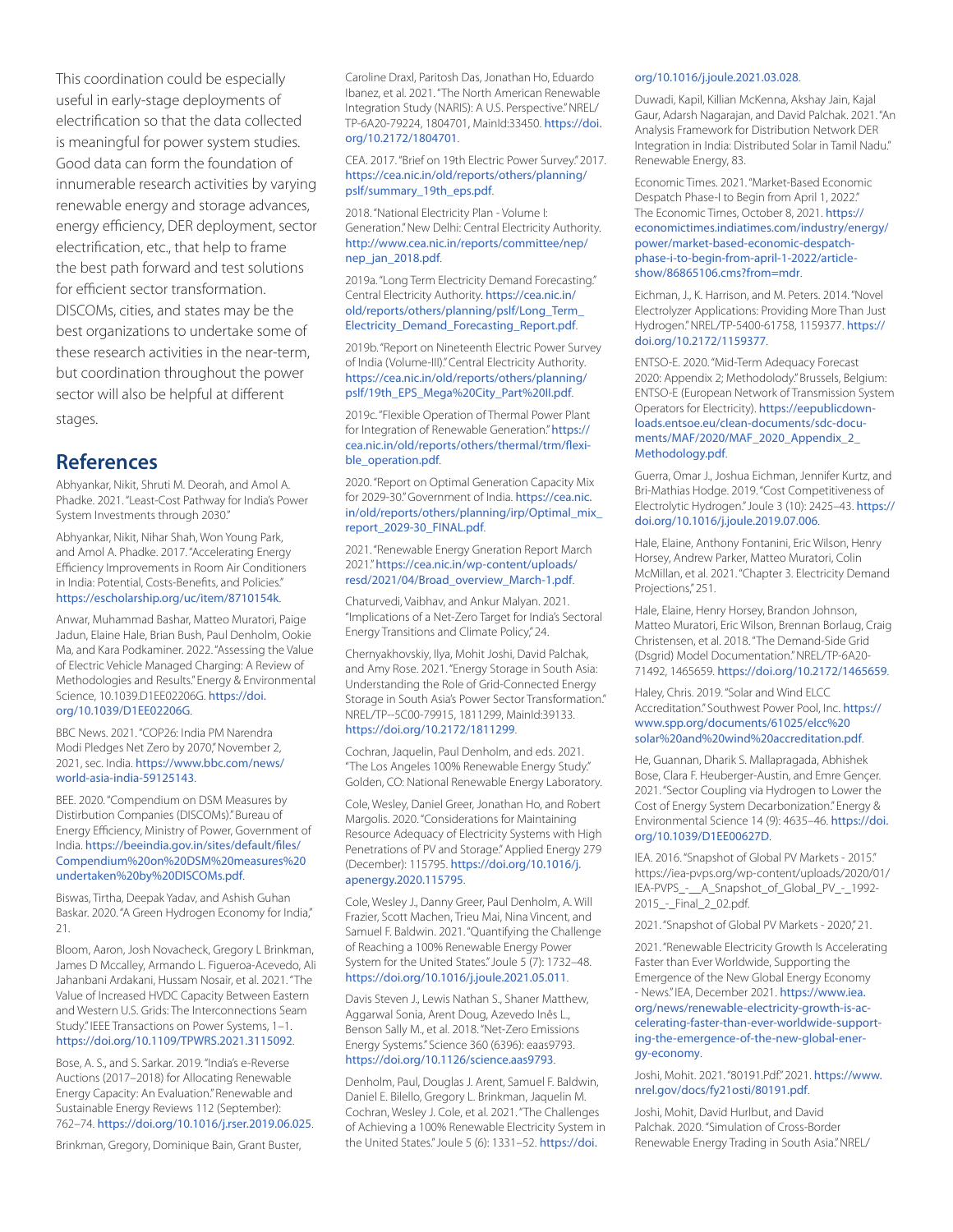This coordination could be especially useful in early-stage deployments of electrification so that the data collected is meaningful for power system studies. Good data can form the foundation of innumerable research activities by varying renewable energy and storage advances, energy efficiency, DER deployment, sector electrification, etc., that help to frame the best path forward and test solutions for efficient sector transformation. DISCOMs, cities, and states may be the best organizations to undertake some of these research activities in the near-term, but coordination throughout the power sector will also be helpful at different stages.

## References

Abhyankar, Nikit, Shruti M. Deorah, and Amol A. Phadke. 2021. "Least-Cost Pathway for India's Power System Investments through 2030."

Abhyankar, Nikit, Nihar Shah, Won Young Park, and Amol A. Phadke. 2017. "Accelerating Energy Efficiency Improvements in Room Air Conditioners in India: Potential, Costs-Benefits, and Policies." https://escholarship.org/uc/item/8710154k.

Anwar, Muhammad Bashar, Matteo Muratori, Paige Jadun, Elaine Hale, Brian Bush, Paul Denholm, Ookie Ma, and Kara Podkaminer. 2022. "Assessing the Value of Electric Vehicle Managed Charging: A Review of Methodologies and Results." Energy & Environmental Science, 10.1039.D1EE02206G. https://doi.org/10.1039/D1EE02206G.

BBC News. 2021. "COP26: India PM Narendra Modi Pledges Net Zero by 2070," November 2, 2021, sec. India. https://www.bbc.com/news/world-asia-india-59125143.

BEE. 2020. "Compendium on DSM Measures by Distribution Companies (DISCOMs)." Bureau of Energy Efficiency, Ministry of Power, Government of India. https://beeindia.gov.in/sites/default/files/Compendium%20on%20DSM%20measures%20undertaken%20by%20DISCOMs.pdf.

Biswas, Tirtha, Deepak Yadav, and Ashish Guhan Baskar. 2020. "A Green Hydrogen Economy for India," 21.

Bloom, Aaron, Josh Novacheck, Gregory L Brinkman, James D Mccalley, Armando L. Figueroa-Acevedo, Ali Jahanbani Ardakani, Hussam Nosair, et al. 2021. "The Value of Increased HVDC Capacity Between Eastern and Western U.S. Grids: The Interconnections Seam Study." IEEE Transactions on Power Systems, 1–1. https://doi.org/10.1109/TPWRS.2021.3115092.

Bose, A. S., and S. Sarkar. 2019. "India's e-Reverse Auctions (2017–2018) for Allocating Renewable Energy Capacity: An Evaluation." Renewable and Sustainable Energy Reviews 112 (September): 762–74. https://doi.org/10.1016/j.rser.2019.06.025.

Brinkman, Gregory, Dominique Bain, Grant Buster, Caroline Draxl, Paritosh Das, Jonathan Ho, Eduardo Ibanez, et al. 2021. "The North American Renewable Integration Study (NARIS): A U.S. Perspective." NREL/TP-6A20-79224, 1804701, MainId:33450. https://doi.org/10.2172/1804701.

CEA. 2017. "Brief on 19th Electric Power Survey." 2017. https://cea.nic.in/old/reports/others/planning/pslf/summary_19th_eps.pdf.

2018. "National Electricity Plan - Volume I: Generation." New Delhi: Central Electricity Authority. http://www.cea.nic.in/reports/committee/nep/nep_jan_2018.pdf.

2019a. "Long Term Electricity Demand Forecasting." Central Electricity Authority. https://cea.nic.in/old/reports/others/planning/pslf/Long_Term_Electricity_Demand_Forecasting_Report.pdf.

2019b. "Report on Nineteenth Electric Power Survey of India (Volume-III)." Central Electricity Authority. https://cea.nic.in/old/reports/others/planning/pslf/19th_EPS_Mega%20City_Part%20II.pdf.

2019c. "Flexible Operation of Thermal Power Plant for Integration of Renewable Generation." https://cea.nic.in/old/reports/others/thermal/trm/flexible_operation.pdf.

2020. "Report on Optimal Generation Capacity Mix for 2029-30." Government of India. https://cea.nic.in/old/reports/others/planning/irp/Optimal_mix_report_2029-30_FINAL.pdf.

2021. "Renewable Energy Gneration Report March 2021." https://cea.nic.in/wp-content/uploads/resd/2021/04/Broad_overview_March-1.pdf.

Chaturvedi, Vaibhav, and Ankur Malyan. 2021. "Implications of a Net-Zero Target for India's Sectoral Energy Transitions and Climate Policy," 24.

Chernyakhovskiy, Ilya, Mohit Joshi, David Palchak, and Amy Rose. 2021. "Energy Storage in South Asia: Understanding the Role of Grid-Connected Energy Storage in South Asia's Power Sector Transformation." NREL/TP--5C00-79915, 1811299, MainId:39133. https://doi.org/10.2172/1811299.

Cochran, Jaquelin, Paul Denholm, and eds. 2021. "The Los Angeles 100% Renewable Energy Study." Golden, CO: National Renewable Energy Laboratory.

Cole, Wesley, Daniel Greer, Jonathan Ho, and Robert Margolis. 2020. "Considerations for Maintaining Resource Adequacy of Electricity Systems with High Penetrations of PV and Storage." Applied Energy 279 (December): 115795. https://doi.org/10.1016/j.apenergy.2020.115795.

Cole, Wesley J., Danny Greer, Paul Denholm, A. Will Frazier, Scott Machen, Trieu Mai, Nina Vincent, and Samuel F. Baldwin. 2021. "Quantifying the Challenge of Reaching a 100% Renewable Energy Power System for the United States." Joule 5 (7): 1732–48. https://doi.org/10.1016/j.joule.2021.05.011.

Davis Steven J., Lewis Nathan S., Shaner Matthew, Aggarwal Sonia, Arent Doug, Azevedo Inês L., Benson Sally M., et al. 2018. "Net-Zero Emissions Energy Systems." Science 360 (6396): eaas9793. https://doi.org/10.1126/science.aas9793.

Denholm, Paul, Douglas J. Arent, Samuel F. Baldwin, Daniel E. Bilello, Gregory L. Brinkman, Jaquelin M. Cochran, Wesley J. Cole, et al. 2021. "The Challenges of Achieving a 100% Renewable Electricity System in the United States." Joule 5 (6): 1331–52. https://doi.org/10.1016/j.joule.2021.03.028.

Duwadi, Kapil, Killian McKenna, Akshay Jain, Kajal Gaur, Adarsh Nagarajan, and David Palchak. 2021. "An Analysis Framework for Distribution Network DER Integration in India: Distributed Solar in Tamil Nadu." Renewable Energy, 83.

Economic Times. 2021. "Market-Based Economic Despatch Phase-I to Begin from April 1, 2022." The Economic Times, October 8, 2021. https://economictimes.indiatimes.com/industry/energy/power/market-based-economic-despatch-phase-i-to-begin-from-april-1-2022/articleshow/86865106.cms?from=mdr.

Eichman, J., K. Harrison, and M. Peters. 2014. "Novel Electrolyzer Applications: Providing More Than Just Hydrogen." NREL/TP-5400-61758, 1159377. https://doi.org/10.2172/1159377.

ENTSO-E. 2020. "Mid-Term Adequacy Forecast 2020: Appendix 2; Methodolody." Brussels, Belgium: ENTSO-E (European Network of Transmission System Operators for Electricity). https://eepublicdownloads.entsoe.eu/clean-documents/sdc-documents/MAF/2020/MAF_2020_Appendix_2_Methodology.pdf.

Guerra, Omar J., Joshua Eichman, Jennifer Kurtz, and Bri-Mathias Hodge. 2019. "Cost Competitiveness of Electrolytic Hydrogen." Joule 3 (10): 2425–43. https://doi.org/10.1016/j.joule.2019.07.006.

Hale, Elaine, Anthony Fontanini, Eric Wilson, Henry Horsey, Andrew Parker, Matteo Muratori, Colin McMillan, et al. 2021. "Chapter 3. Electricity Demand Projections," 251.

Hale, Elaine, Henry Horsey, Brandon Johnson, Matteo Muratori, Eric Wilson, Brennan Borlaug, Craig Christensen, et al. 2018. "The Demand-Side Grid (Dsgrid) Model Documentation." NREL/TP-6A20-71492, 1465659. https://doi.org/10.2172/1465659.

Haley, Chris. 2019. "Solar and Wind ELCC Accreditation." Southwest Power Pool, Inc. https://www.spp.org/documents/61025/elcc%20solar%20and%20wind%20accreditation.pdf.

He, Guannan, Dharik S. Mallapragada, Abhishek Bose, Clara F. Heuberger-Austin, and Emre Gençer. 2021. "Sector Coupling via Hydrogen to Lower the Cost of Energy System Decarbonization." Energy & Environmental Science 14 (9): 4635–46. https://doi.org/10.1039/D1EE00627D.

IEA. 2016. "Snapshot of Global PV Markets - 2015." https://iea-pvps.org/wp-content/uploads/2020/01/IEA-PVPS_-__A_Snapshot_of_Global_PV_-_1992-2015_-_Final_2_02.pdf.

2021. "Snapshot of Global PV Markets - 2020," 21.

2021. "Renewable Electricity Growth Is Accelerating Faster than Ever Worldwide, Supporting the Emergence of the New Global Energy Economy - News." IEA, December 2021. https://www.iea.org/news/renewable-electricity-growth-is-accelerating-faster-than-ever-worldwide-supporting-the-emergence-of-the-new-global-energy-economy.

Joshi, Mohit. 2021. "80191.Pdf." 2021. https://www.nrel.gov/docs/fy21osti/80191.pdf.

Joshi, Mohit, David Hurlbut, and David Palchak. 2020. "Simulation of Cross-Border Renewable Energy Trading in South Asia." NREL/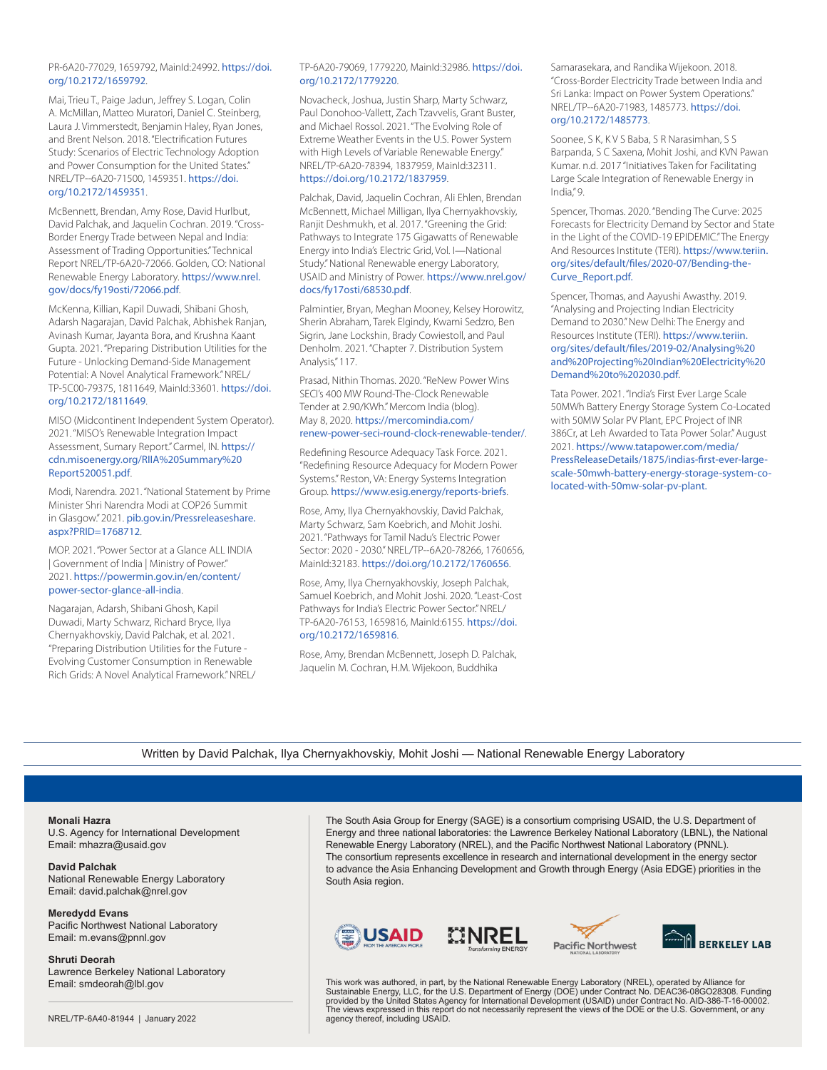PR-6A20-77029, 1659792, MainId:24992. https://doi.org/10.2172/1659792.

Mai, Trieu T., Paige Jadun, Jeffrey S. Logan, Colin A. McMillan, Matteo Muratori, Daniel C. Steinberg, Laura J. Vimmerstedt, Benjamin Haley, Ryan Jones, and Brent Nelson. 2018. "Electrification Futures Study: Scenarios of Electric Technology Adoption and Power Consumption for the United States." NREL/TP--6A20-71500, 1459351. https://doi.org/10.2172/1459351.

McBennett, Brendan, Amy Rose, David Hurlbut, David Palchak, and Jaquelin Cochran. 2019. "Cross-Border Energy Trade between Nepal and India: Assessment of Trading Opportunities." Technical Report NREL/TP-6A20-72066. Golden, CO: National Renewable Energy Laboratory. https://www.nrel.gov/docs/fy19osti/72066.pdf.

McKenna, Killian, Kapil Duwadi, Shibani Ghosh, Adarsh Nagarajan, David Palchak, Abhishek Ranjan, Avinash Kumar, Jayanta Bora, and Krushna Kaant Gupta. 2021. "Preparing Distribution Utilities for the Future - Unlocking Demand-Side Management Potential: A Novel Analytical Framework." NREL/TP-5C00-79375, 1811649, MainId:33601. https://doi.org/10.2172/1811649.

MISO (Midcontinent Independent System Operator). 2021. "MISO's Renewable Integration Impact Assessment, Sumary Report." Carmel, IN. https://cdn.misoenergy.org/RIIA%20Summary%20Report520051.pdf.

Modi, Narendra. 2021. "National Statement by Prime Minister Shri Narendra Modi at COP26 Summit in Glasgow." 2021. pib.gov.in/Pressreleaseshare.aspx?PRID=1768712.

MOP. 2021. "Power Sector at a Glance ALL INDIA | Government of India | Ministry of Power." 2021. https://powermin.gov.in/en/content/power-sector-glance-all-india.

Nagarajan, Adarsh, Shibani Ghosh, Kapil Duwadi, Marty Schwarz, Richard Bryce, Ilya Chernyakhovskiy, David Palchak, et al. 2021. "Preparing Distribution Utilities for the Future - Evolving Customer Consumption in Renewable Rich Grids: A Novel Analytical Framework." NREL/TP-6A20-79069, 1779220, MainId:32986. https://doi.org/10.2172/1779220.

Novacheck, Joshua, Justin Sharp, Marty Schwarz, Paul Donohoo-Vallett, Zach Tzavvelis, Grant Buster, and Michael Rossol. 2021. "The Evolving Role of Extreme Weather Events in the U.S. Power System with High Levels of Variable Renewable Energy." NREL/TP-6A20-78394, 1837959, MainId:32311. https://doi.org/10.2172/1837959.

Palchak, David, Jaquelin Cochran, Ali Ehlen, Brendan McBennett, Michael Milligan, Ilya Chernyakhovskiy, Ranjit Deshmukh, et al. 2017. "Greening the Grid: Pathways to Integrate 175 Gigawatts of Renewable Energy into India's Electric Grid, Vol. I—National Study." National Renewable energy Laboratory, USAID and Ministry of Power. https://www.nrel.gov/docs/fy17osti/68530.pdf.

Palmintier, Bryan, Meghan Mooney, Kelsey Horowitz, Sherin Abraham, Tarek Elgindy, Kwami Sedzro, Ben Sigrin, Jane Lockshin, Brady Cowiestoll, and Paul Denholm. 2021. "Chapter 7. Distribution System Analysis," 117.

Prasad, Nithin Thomas. 2020. "ReNew Power Wins SECI's 400 MW Round-The-Clock Renewable Tender at 2.90/KWh." Mercom India (blog). May 8, 2020. https://mercomindia.com/renew-power-seci-round-clock-renewable-tender/.

Redefining Resource Adequacy Task Force. 2021. "Redefining Resource Adequacy for Modern Power Systems." Reston, VA: Energy Systems Integration Group. https://www.esig.energy/reports-briefs.

Rose, Amy, Ilya Chernyakhovskiy, David Palchak, Marty Schwarz, Sam Koebrich, and Mohit Joshi. 2021. "Pathways for Tamil Nadu's Electric Power Sector: 2020 - 2030." NREL/TP--6A20-78266, 1760656, MainId:32183. https://doi.org/10.2172/1760656.

Rose, Amy, Ilya Chernyakhovskiy, Joseph Palchak, Samuel Koebrich, and Mohit Joshi. 2020. "Least-Cost Pathways for India's Electric Power Sector." NREL/TP-6A20-76153, 1659816, MainId:6155. https://doi.org/10.2172/1659816.

Rose, Amy, Brendan McBennett, Joseph D. Palchak, Jaquelin M. Cochran, H.M. Wijekoon, Buddhika Samarasekara, and Randika Wijekoon. 2018. "Cross-Border Electricity Trade between India and Sri Lanka: Impact on Power System Operations." NREL/TP--6A20-71983, 1485773. https://doi.org/10.2172/1485773.

Soonee, S K, K V S Baba, S R Narasimhan, S S Barpanda, S C Saxena, Mohit Joshi, and KVN Pawan Kumar. n.d. 2017 "Initiatives Taken for Facilitating Large Scale Integration of Renewable Energy in India," 9.

Spencer, Thomas. 2020. "Bending The Curve: 2025 Forecasts for Electricity Demand by Sector and State in the Light of the COVID-19 EPIDEMIC." The Energy And Resources Institute (TERI). https://www.teriin.org/sites/default/files/2020-07/Bending-the-Curve_Report.pdf.

Spencer, Thomas, and Aayushi Awasthy. 2019. "Analysing and Projecting Indian Electricity Demand to 2030." New Delhi: The Energy and Resources Institute (TERI). https://www.teriin.org/sites/default/files/2019-02/Analysing%20and%20Projecting%20Indian%20Electricity%20Demand%20to%202030.pdf.

Tata Power. 2021. "India's First Ever Large Scale 50MWh Battery Energy Storage System Co-Located with 50MW Solar PV Plant, EPC Project of INR 386Cr, at Leh Awarded to Tata Power Solar." August 2021. https://www.tatapower.com/media/PressReleaseDetails/1875/indias-first-ever-large-scale-50mwh-battery-energy-storage-system-co-located-with-50mw-solar-pv-plant.

Written by David Palchak, Ilya Chernyakhovskiy, Mohit Joshi — National Renewable Energy Laboratory

**Monali Hazra**
U.S. Agency for International Development
Email: mhazra@usaid.gov

**David Palchak**
National Renewable Energy Laboratory
Email: david.palchak@nrel.gov

**Meredydd Evans**
Pacific Northwest National Laboratory
Email: m.evans@pnnl.gov

**Shruti Deorah**
Lawrence Berkeley National Laboratory
Email: smdeorah@lbl.gov

NREL/TP-6A40-81944 | January 2022

The South Asia Group for Energy (SAGE) is a consortium comprising USAID, the U.S. Department of Energy and three national laboratories: the Lawrence Berkeley National Laboratory (LBNL), the National Renewable Energy Laboratory (NREL), and the Pacific Northwest National Laboratory (PNNL). The consortium represents excellence in research and international development in the energy sector to advance the Asia Enhancing Development and Growth through Energy (Asia EDGE) priorities in the South Asia region.

This work was authored, in part, by the National Renewable Energy Laboratory (NREL), operated by Alliance for Sustainable Energy, LLC, for the U.S. Department of Energy (DOE) under Contract No. DEAC36-08GO28308. Funding provided by the United States Agency for International Development (USAID) under Contract No. AID-386-T-16-00002. The views expressed in this report do not necessarily represent the views of the DOE or the U.S. Government, or any agency thereof, including USAID.